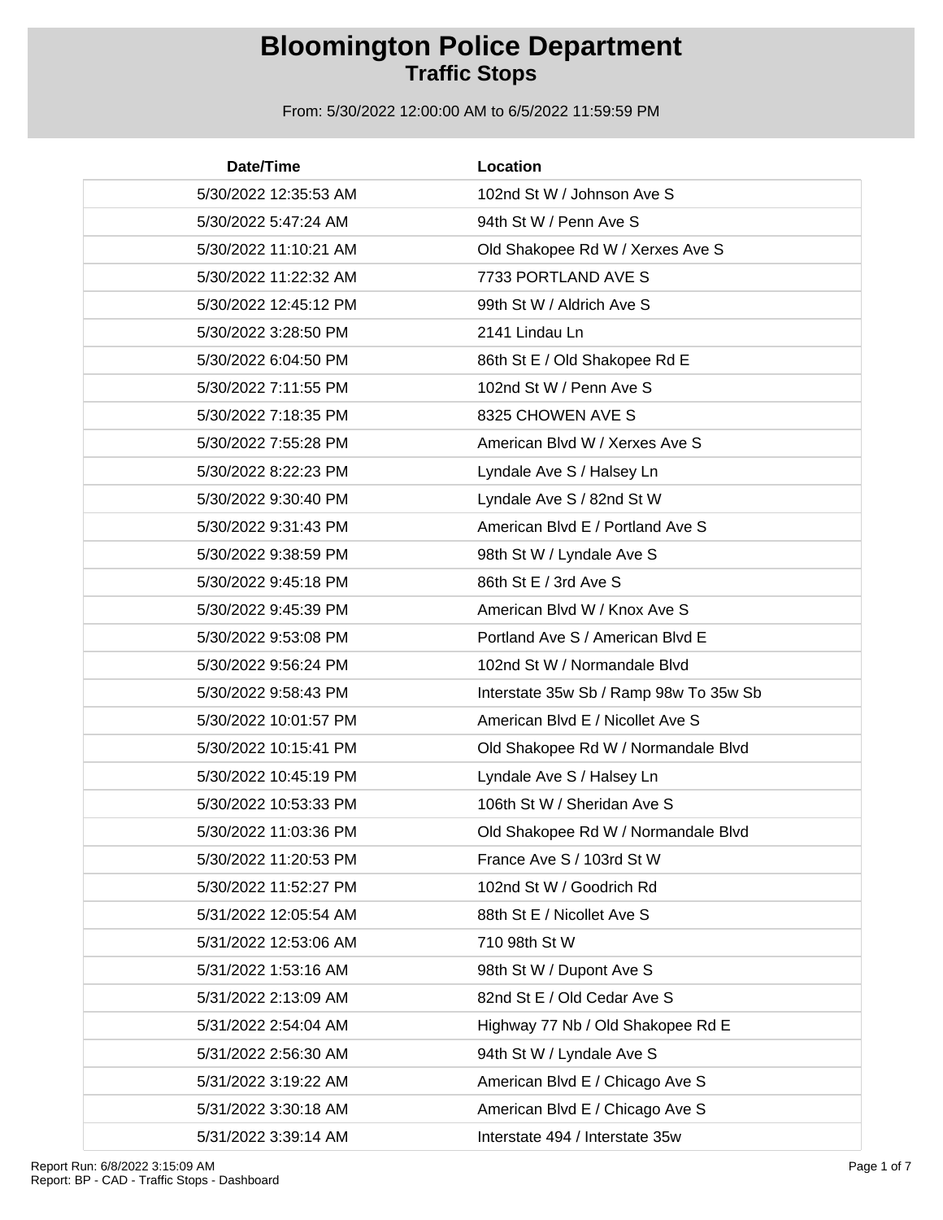# Bloomington Police Department
## Traffic Stops

From: 5/30/2022 12:00:00 AM to 6/5/2022 11:59:59 PM

| Date/Time | Location |
|---|---|
| 5/30/2022 12:35:53 AM | 102nd St W / Johnson Ave S |
| 5/30/2022 5:47:24 AM | 94th St W / Penn Ave S |
| 5/30/2022 11:10:21 AM | Old Shakopee Rd W / Xerxes Ave S |
| 5/30/2022 11:22:32 AM | 7733 PORTLAND AVE S |
| 5/30/2022 12:45:12 PM | 99th St W / Aldrich Ave S |
| 5/30/2022 3:28:50 PM | 2141 Lindau Ln |
| 5/30/2022 6:04:50 PM | 86th St E / Old Shakopee Rd E |
| 5/30/2022 7:11:55 PM | 102nd St W / Penn Ave S |
| 5/30/2022 7:18:35 PM | 8325 CHOWEN AVE S |
| 5/30/2022 7:55:28 PM | American Blvd W / Xerxes Ave S |
| 5/30/2022 8:22:23 PM | Lyndale Ave S / Halsey Ln |
| 5/30/2022 9:30:40 PM | Lyndale Ave S / 82nd St W |
| 5/30/2022 9:31:43 PM | American Blvd E / Portland Ave S |
| 5/30/2022 9:38:59 PM | 98th St W / Lyndale Ave S |
| 5/30/2022 9:45:18 PM | 86th St E / 3rd Ave S |
| 5/30/2022 9:45:39 PM | American Blvd W / Knox Ave S |
| 5/30/2022 9:53:08 PM | Portland Ave S / American Blvd E |
| 5/30/2022 9:56:24 PM | 102nd St W / Normandale Blvd |
| 5/30/2022 9:58:43 PM | Interstate 35w Sb / Ramp 98w To 35w Sb |
| 5/30/2022 10:01:57 PM | American Blvd E / Nicollet Ave S |
| 5/30/2022 10:15:41 PM | Old Shakopee Rd W / Normandale Blvd |
| 5/30/2022 10:45:19 PM | Lyndale Ave S / Halsey Ln |
| 5/30/2022 10:53:33 PM | 106th St W / Sheridan Ave S |
| 5/30/2022 11:03:36 PM | Old Shakopee Rd W / Normandale Blvd |
| 5/30/2022 11:20:53 PM | France Ave S / 103rd St W |
| 5/30/2022 11:52:27 PM | 102nd St W / Goodrich Rd |
| 5/31/2022 12:05:54 AM | 88th St E / Nicollet Ave S |
| 5/31/2022 12:53:06 AM | 710 98th St W |
| 5/31/2022 1:53:16 AM | 98th St W / Dupont Ave S |
| 5/31/2022 2:13:09 AM | 82nd St E / Old Cedar Ave S |
| 5/31/2022 2:54:04 AM | Highway 77 Nb / Old Shakopee Rd E |
| 5/31/2022 2:56:30 AM | 94th St W / Lyndale Ave S |
| 5/31/2022 3:19:22 AM | American Blvd E / Chicago Ave S |
| 5/31/2022 3:30:18 AM | American Blvd E / Chicago Ave S |
| 5/31/2022 3:39:14 AM | Interstate 494 / Interstate 35w |

Report Run: 6/8/2022 3:15:09 AM
Report: BP - CAD - Traffic Stops - Dashboard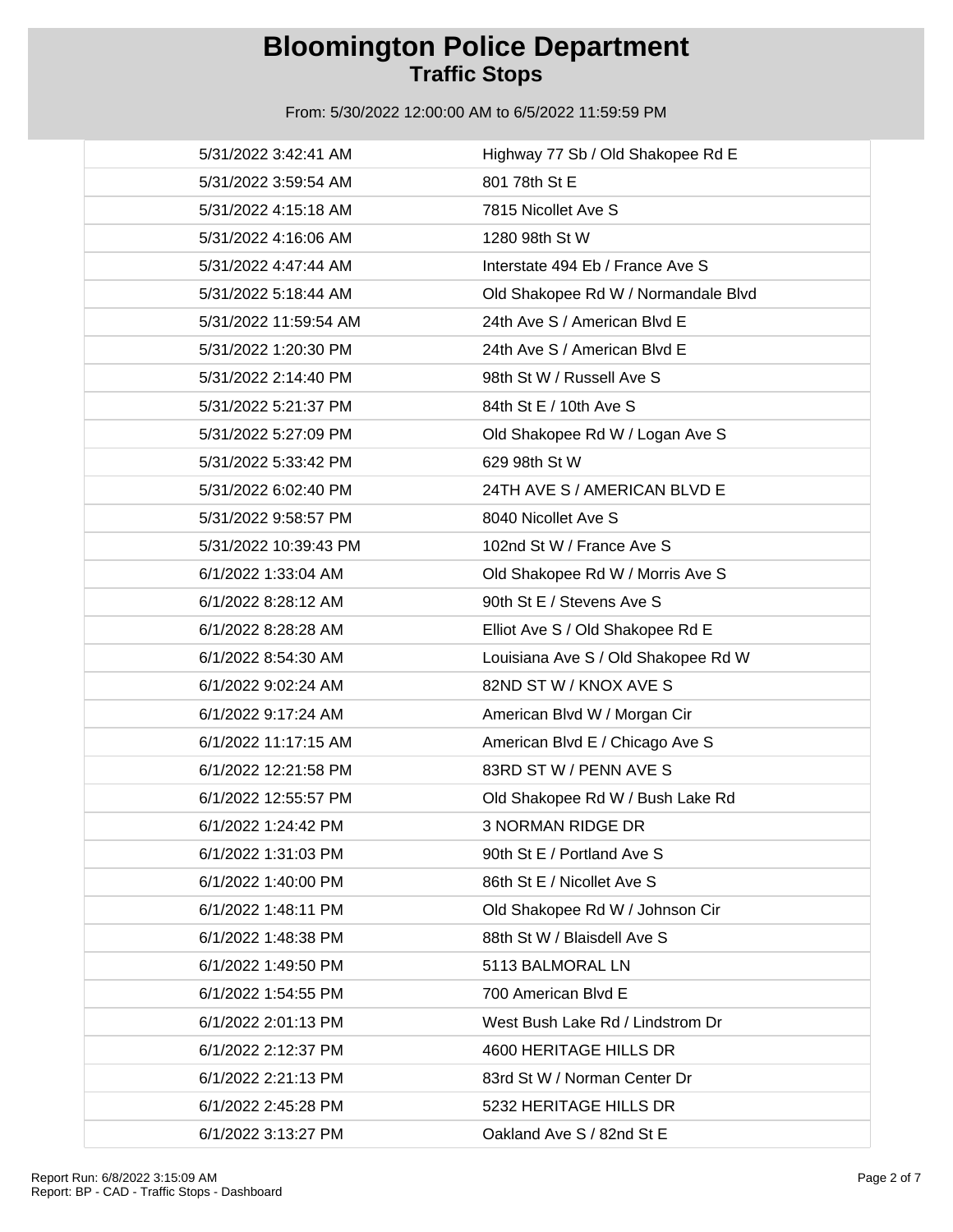# Bloomington Police Department
## Traffic Stops

From: 5/30/2022 12:00:00 AM to 6/5/2022 11:59:59 PM

| | |
|---|---|
| 5/31/2022 3:42:41 AM | Highway 77 Sb / Old Shakopee Rd E |
| 5/31/2022 3:59:54 AM | 801 78th St E |
| 5/31/2022 4:15:18 AM | 7815 Nicollet Ave S |
| 5/31/2022 4:16:06 AM | 1280 98th St W |
| 5/31/2022 4:47:44 AM | Interstate 494 Eb / France Ave S |
| 5/31/2022 5:18:44 AM | Old Shakopee Rd W / Normandale Blvd |
| 5/31/2022 11:59:54 AM | 24th Ave S / American Blvd E |
| 5/31/2022 1:20:30 PM | 24th Ave S / American Blvd E |
| 5/31/2022 2:14:40 PM | 98th St W / Russell Ave S |
| 5/31/2022 5:21:37 PM | 84th St E / 10th Ave S |
| 5/31/2022 5:27:09 PM | Old Shakopee Rd W / Logan Ave S |
| 5/31/2022 5:33:42 PM | 629 98th St W |
| 5/31/2022 6:02:40 PM | 24TH AVE S / AMERICAN BLVD E |
| 5/31/2022 9:58:57 PM | 8040 Nicollet Ave S |
| 5/31/2022 10:39:43 PM | 102nd St W / France Ave S |
| 6/1/2022 1:33:04 AM | Old Shakopee Rd W / Morris Ave S |
| 6/1/2022 8:28:12 AM | 90th St E / Stevens Ave S |
| 6/1/2022 8:28:28 AM | Elliot Ave S / Old Shakopee Rd E |
| 6/1/2022 8:54:30 AM | Louisiana Ave S / Old Shakopee Rd W |
| 6/1/2022 9:02:24 AM | 82ND ST W / KNOX AVE S |
| 6/1/2022 9:17:24 AM | American Blvd W / Morgan Cir |
| 6/1/2022 11:17:15 AM | American Blvd E / Chicago Ave S |
| 6/1/2022 12:21:58 PM | 83RD ST W / PENN AVE S |
| 6/1/2022 12:55:57 PM | Old Shakopee Rd W / Bush Lake Rd |
| 6/1/2022 1:24:42 PM | 3 NORMAN RIDGE DR |
| 6/1/2022 1:31:03 PM | 90th St E / Portland Ave S |
| 6/1/2022 1:40:00 PM | 86th St E / Nicollet Ave S |
| 6/1/2022 1:48:11 PM | Old Shakopee Rd W / Johnson Cir |
| 6/1/2022 1:48:38 PM | 88th St W / Blaisdell Ave S |
| 6/1/2022 1:49:50 PM | 5113 BALMORAL LN |
| 6/1/2022 1:54:55 PM | 700 American Blvd E |
| 6/1/2022 2:01:13 PM | West Bush Lake Rd / Lindstrom Dr |
| 6/1/2022 2:12:37 PM | 4600 HERITAGE HILLS DR |
| 6/1/2022 2:21:13 PM | 83rd St W / Norman Center Dr |
| 6/1/2022 2:45:28 PM | 5232 HERITAGE HILLS DR |
| 6/1/2022 3:13:27 PM | Oakland Ave S / 82nd St E |

Report Run: 6/8/2022 3:15:09 AM
Report: BP - CAD - Traffic Stops - Dashboard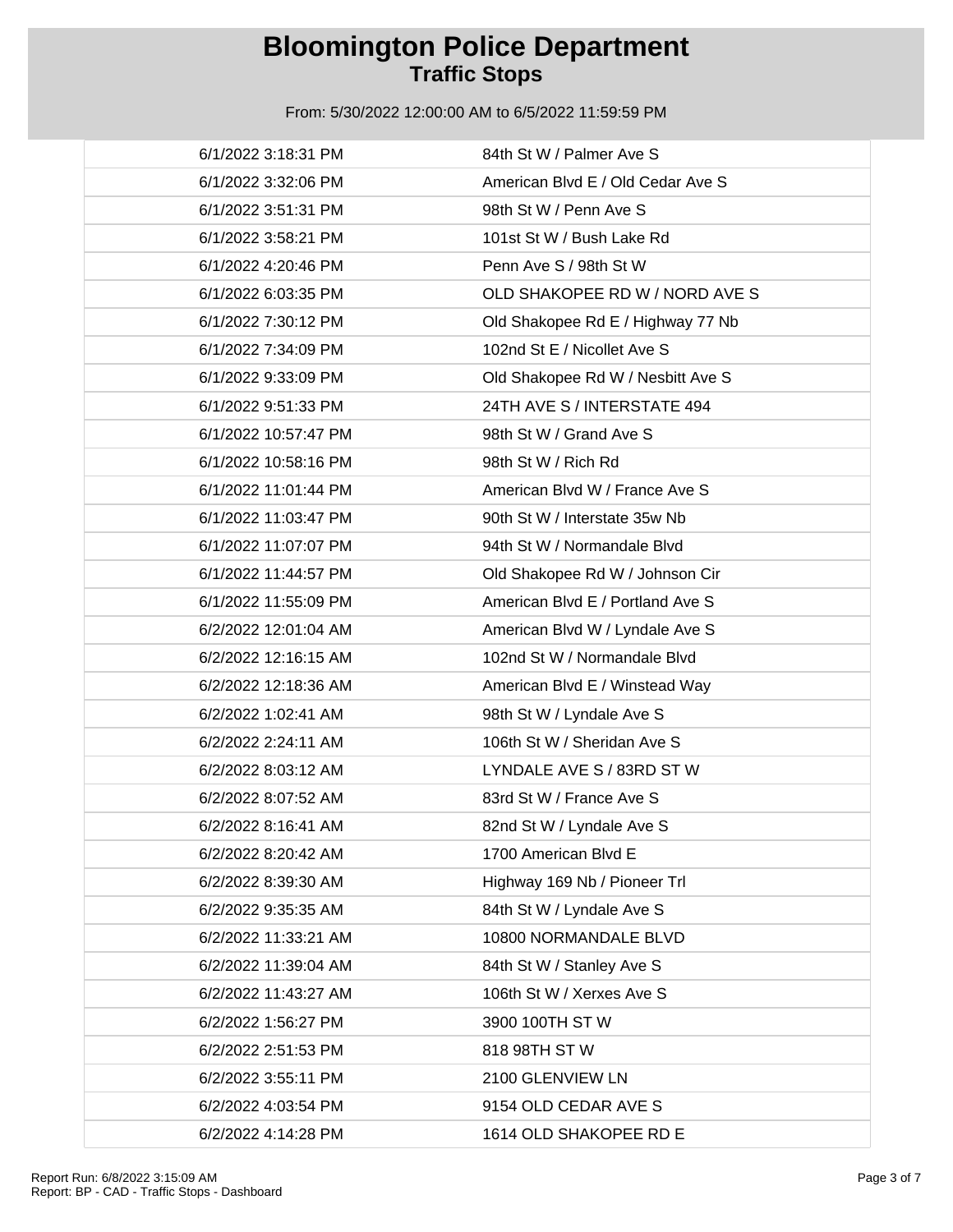# Bloomington Police Department

## Traffic Stops

From: 5/30/2022 12:00:00 AM to 6/5/2022 11:59:59 PM

| | |
|---|---|
| 6/1/2022 3:18:31 PM | 84th St W / Palmer Ave S |
| 6/1/2022 3:32:06 PM | American Blvd E / Old Cedar Ave S |
| 6/1/2022 3:51:31 PM | 98th St W / Penn Ave S |
| 6/1/2022 3:58:21 PM | 101st St W / Bush Lake Rd |
| 6/1/2022 4:20:46 PM | Penn Ave S / 98th St W |
| 6/1/2022 6:03:35 PM | OLD SHAKOPEE RD W / NORD AVE S |
| 6/1/2022 7:30:12 PM | Old Shakopee Rd E / Highway 77 Nb |
| 6/1/2022 7:34:09 PM | 102nd St E / Nicollet Ave S |
| 6/1/2022 9:33:09 PM | Old Shakopee Rd W / Nesbitt Ave S |
| 6/1/2022 9:51:33 PM | 24TH AVE S / INTERSTATE 494 |
| 6/1/2022 10:57:47 PM | 98th St W / Grand Ave S |
| 6/1/2022 10:58:16 PM | 98th St W / Rich Rd |
| 6/1/2022 11:01:44 PM | American Blvd W / France Ave S |
| 6/1/2022 11:03:47 PM | 90th St W / Interstate 35w Nb |
| 6/1/2022 11:07:07 PM | 94th St W / Normandale Blvd |
| 6/1/2022 11:44:57 PM | Old Shakopee Rd W / Johnson Cir |
| 6/1/2022 11:55:09 PM | American Blvd E / Portland Ave S |
| 6/2/2022 12:01:04 AM | American Blvd W / Lyndale Ave S |
| 6/2/2022 12:16:15 AM | 102nd St W / Normandale Blvd |
| 6/2/2022 12:18:36 AM | American Blvd E / Winstead Way |
| 6/2/2022 1:02:41 AM | 98th St W / Lyndale Ave S |
| 6/2/2022 2:24:11 AM | 106th St W / Sheridan Ave S |
| 6/2/2022 8:03:12 AM | LYNDALE AVE S / 83RD ST W |
| 6/2/2022 8:07:52 AM | 83rd St W / France Ave S |
| 6/2/2022 8:16:41 AM | 82nd St W / Lyndale Ave S |
| 6/2/2022 8:20:42 AM | 1700 American Blvd E |
| 6/2/2022 8:39:30 AM | Highway 169 Nb / Pioneer Trl |
| 6/2/2022 9:35:35 AM | 84th St W / Lyndale Ave S |
| 6/2/2022 11:33:21 AM | 10800 NORMANDALE BLVD |
| 6/2/2022 11:39:04 AM | 84th St W / Stanley Ave S |
| 6/2/2022 11:43:27 AM | 106th St W / Xerxes Ave S |
| 6/2/2022 1:56:27 PM | 3900 100TH ST W |
| 6/2/2022 2:51:53 PM | 818 98TH ST W |
| 6/2/2022 3:55:11 PM | 2100 GLENVIEW LN |
| 6/2/2022 4:03:54 PM | 9154 OLD CEDAR AVE S |
| 6/2/2022 4:14:28 PM | 1614 OLD SHAKOPEE RD E |

Report Run: 6/8/2022 3:15:09 AM
Report: BP - CAD - Traffic Stops - Dashboard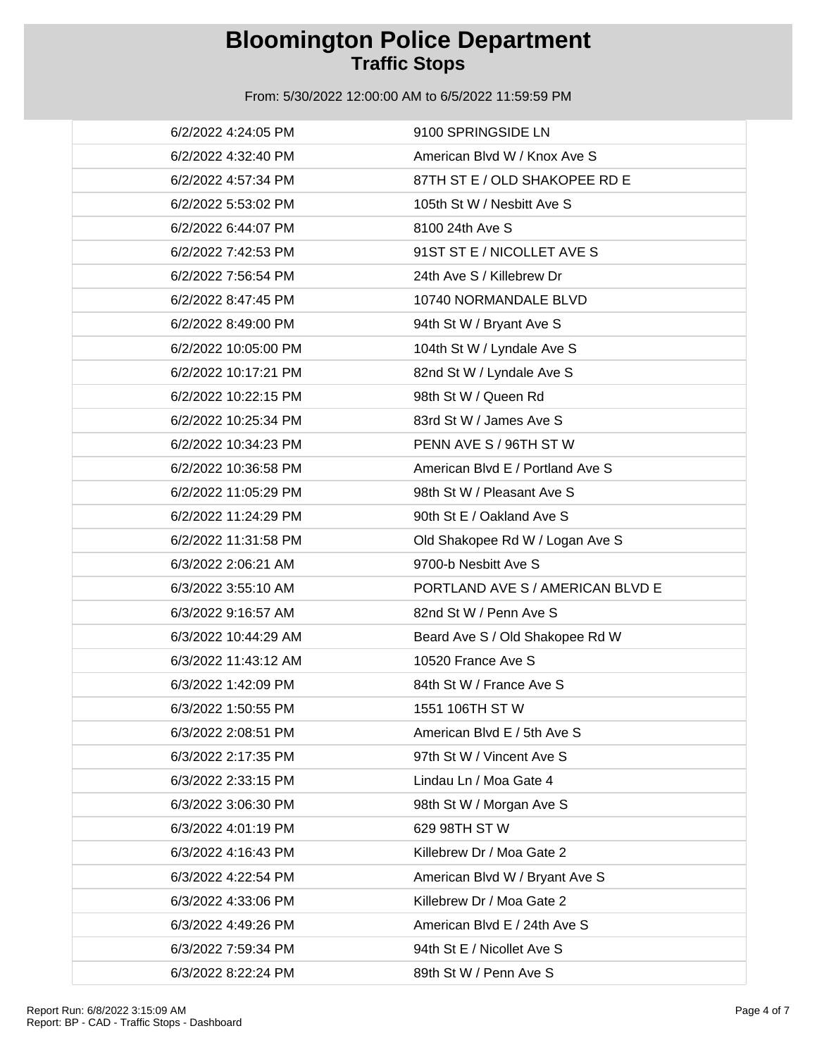# Bloomington Police Department
## Traffic Stops

From: 5/30/2022 12:00:00 AM to 6/5/2022 11:59:59 PM

| | |
|---|---|
| 6/2/2022 4:24:05 PM | 9100 SPRINGSIDE LN |
| 6/2/2022 4:32:40 PM | American Blvd W / Knox Ave S |
| 6/2/2022 4:57:34 PM | 87TH ST E / OLD SHAKOPEE RD E |
| 6/2/2022 5:53:02 PM | 105th St W / Nesbitt Ave S |
| 6/2/2022 6:44:07 PM | 8100 24th Ave S |
| 6/2/2022 7:42:53 PM | 91ST ST E / NICOLLET AVE S |
| 6/2/2022 7:56:54 PM | 24th Ave S / Killebrew Dr |
| 6/2/2022 8:47:45 PM | 10740 NORMANDALE BLVD |
| 6/2/2022 8:49:00 PM | 94th St W / Bryant Ave S |
| 6/2/2022 10:05:00 PM | 104th St W / Lyndale Ave S |
| 6/2/2022 10:17:21 PM | 82nd St W / Lyndale Ave S |
| 6/2/2022 10:22:15 PM | 98th St W / Queen Rd |
| 6/2/2022 10:25:34 PM | 83rd St W / James Ave S |
| 6/2/2022 10:34:23 PM | PENN AVE S / 96TH ST W |
| 6/2/2022 10:36:58 PM | American Blvd E / Portland Ave S |
| 6/2/2022 11:05:29 PM | 98th St W / Pleasant Ave S |
| 6/2/2022 11:24:29 PM | 90th St E / Oakland Ave S |
| 6/2/2022 11:31:58 PM | Old Shakopee Rd W / Logan Ave S |
| 6/3/2022 2:06:21 AM | 9700-b Nesbitt Ave S |
| 6/3/2022 3:55:10 AM | PORTLAND AVE S / AMERICAN BLVD E |
| 6/3/2022 9:16:57 AM | 82nd St W / Penn Ave S |
| 6/3/2022 10:44:29 AM | Beard Ave S / Old Shakopee Rd W |
| 6/3/2022 11:43:12 AM | 10520 France Ave S |
| 6/3/2022 1:42:09 PM | 84th St W / France Ave S |
| 6/3/2022 1:50:55 PM | 1551 106TH ST W |
| 6/3/2022 2:08:51 PM | American Blvd E / 5th Ave S |
| 6/3/2022 2:17:35 PM | 97th St W / Vincent Ave S |
| 6/3/2022 2:33:15 PM | Lindau Ln / Moa Gate 4 |
| 6/3/2022 3:06:30 PM | 98th St W / Morgan Ave S |
| 6/3/2022 4:01:19 PM | 629 98TH ST W |
| 6/3/2022 4:16:43 PM | Killebrew Dr / Moa Gate 2 |
| 6/3/2022 4:22:54 PM | American Blvd W / Bryant Ave S |
| 6/3/2022 4:33:06 PM | Killebrew Dr / Moa Gate 2 |
| 6/3/2022 4:49:26 PM | American Blvd E / 24th Ave S |
| 6/3/2022 7:59:34 PM | 94th St E / Nicollet Ave S |
| 6/3/2022 8:22:24 PM | 89th St W / Penn Ave S |

Report Run: 6/8/2022 3:15:09 AM
Report: BP - CAD - Traffic Stops - Dashboard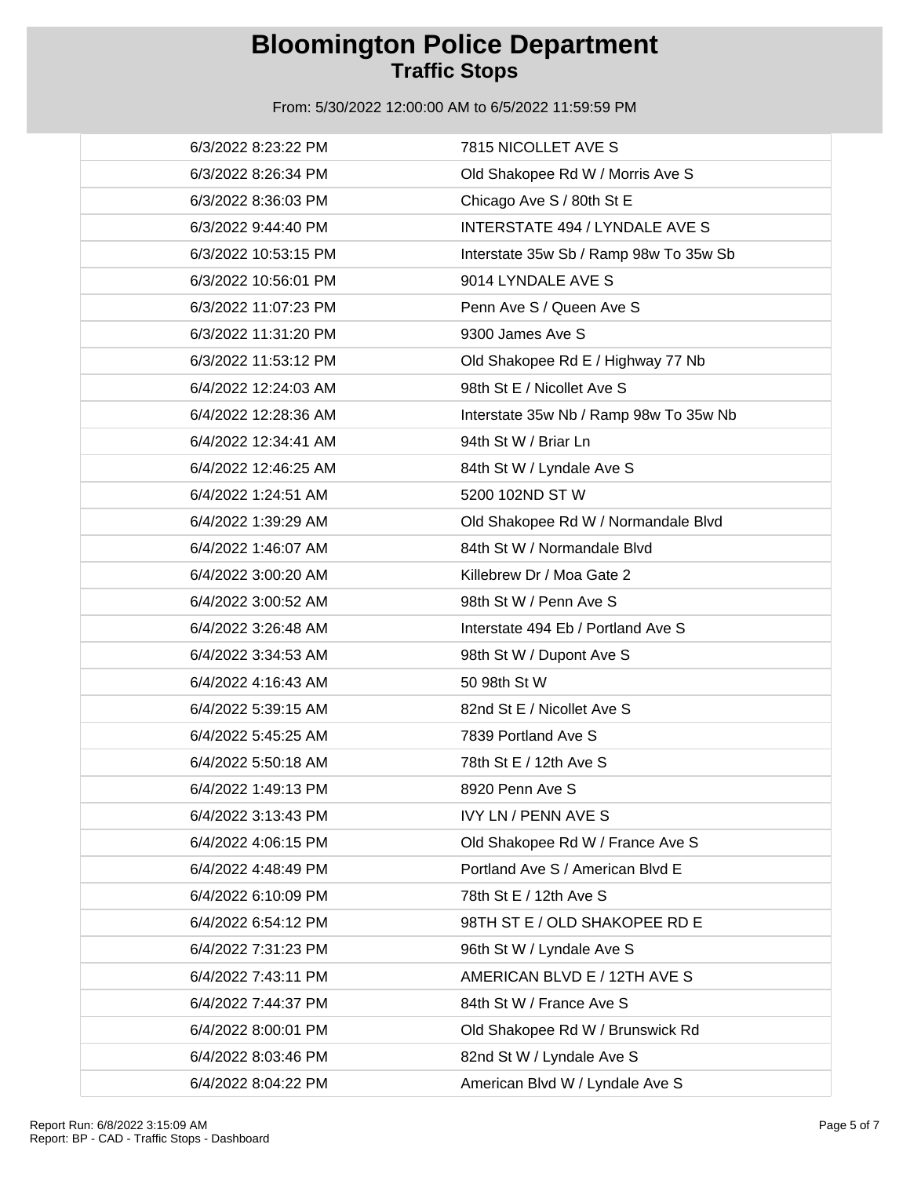# Bloomington Police Department
## Traffic Stops

From: 5/30/2022 12:00:00 AM to 6/5/2022 11:59:59 PM

| | |
|---|---|
| 6/3/2022 8:23:22 PM | 7815 NICOLLET AVE S |
| 6/3/2022 8:26:34 PM | Old Shakopee Rd W / Morris Ave S |
| 6/3/2022 8:36:03 PM | Chicago Ave S / 80th St E |
| 6/3/2022 9:44:40 PM | INTERSTATE 494 / LYNDALE AVE S |
| 6/3/2022 10:53:15 PM | Interstate 35w Sb / Ramp 98w To 35w Sb |
| 6/3/2022 10:56:01 PM | 9014 LYNDALE AVE S |
| 6/3/2022 11:07:23 PM | Penn Ave S / Queen Ave S |
| 6/3/2022 11:31:20 PM | 9300 James Ave S |
| 6/3/2022 11:53:12 PM | Old Shakopee Rd E / Highway 77 Nb |
| 6/4/2022 12:24:03 AM | 98th St E / Nicollet Ave S |
| 6/4/2022 12:28:36 AM | Interstate 35w Nb / Ramp 98w To 35w Nb |
| 6/4/2022 12:34:41 AM | 94th St W / Briar Ln |
| 6/4/2022 12:46:25 AM | 84th St W / Lyndale Ave S |
| 6/4/2022 1:24:51 AM | 5200 102ND ST W |
| 6/4/2022 1:39:29 AM | Old Shakopee Rd W / Normandale Blvd |
| 6/4/2022 1:46:07 AM | 84th St W / Normandale Blvd |
| 6/4/2022 3:00:20 AM | Killebrew Dr / Moa Gate 2 |
| 6/4/2022 3:00:52 AM | 98th St W / Penn Ave S |
| 6/4/2022 3:26:48 AM | Interstate 494 Eb / Portland Ave S |
| 6/4/2022 3:34:53 AM | 98th St W / Dupont Ave S |
| 6/4/2022 4:16:43 AM | 50 98th St W |
| 6/4/2022 5:39:15 AM | 82nd St E / Nicollet Ave S |
| 6/4/2022 5:45:25 AM | 7839 Portland Ave S |
| 6/4/2022 5:50:18 AM | 78th St E / 12th Ave S |
| 6/4/2022 1:49:13 PM | 8920 Penn Ave S |
| 6/4/2022 3:13:43 PM | IVY LN / PENN AVE S |
| 6/4/2022 4:06:15 PM | Old Shakopee Rd W / France Ave S |
| 6/4/2022 4:48:49 PM | Portland Ave S / American Blvd E |
| 6/4/2022 6:10:09 PM | 78th St E / 12th Ave S |
| 6/4/2022 6:54:12 PM | 98TH ST E / OLD SHAKOPEE RD E |
| 6/4/2022 7:31:23 PM | 96th St W / Lyndale Ave S |
| 6/4/2022 7:43:11 PM | AMERICAN BLVD E / 12TH AVE S |
| 6/4/2022 7:44:37 PM | 84th St W / France Ave S |
| 6/4/2022 8:00:01 PM | Old Shakopee Rd W / Brunswick Rd |
| 6/4/2022 8:03:46 PM | 82nd St W / Lyndale Ave S |
| 6/4/2022 8:04:22 PM | American Blvd W / Lyndale Ave S |

Report Run: 6/8/2022 3:15:09 AM
Report: BP - CAD - Traffic Stops - Dashboard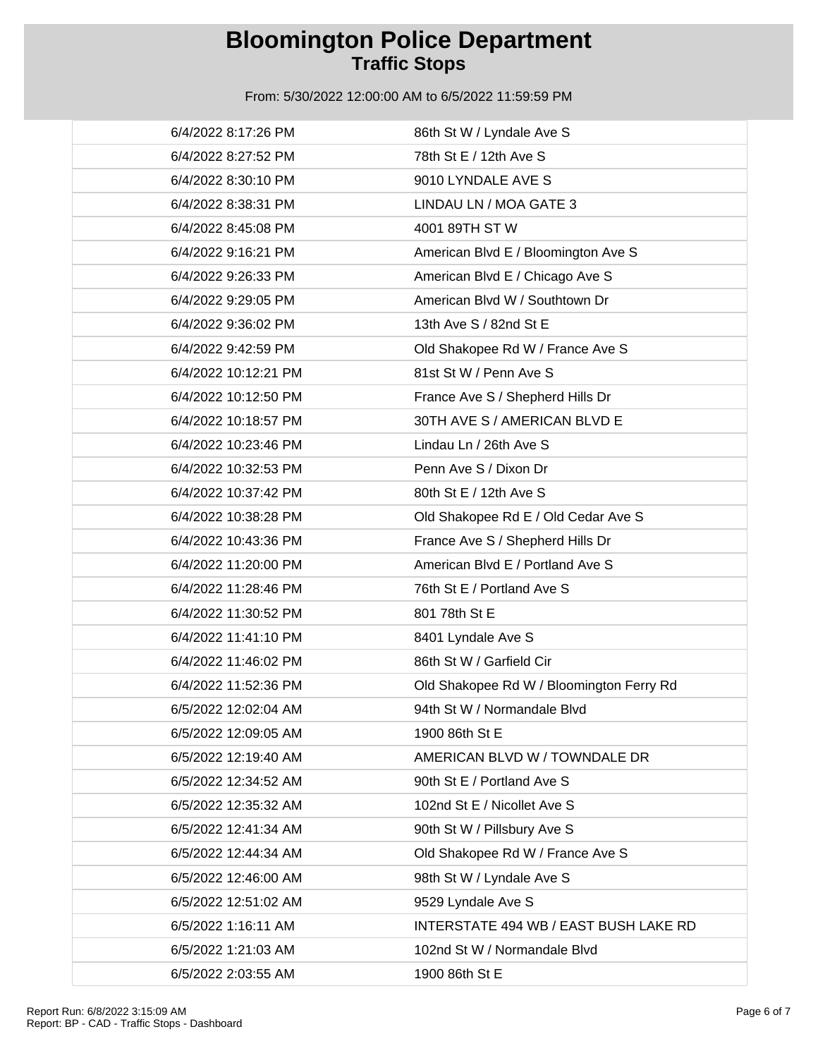# Bloomington Police Department
## Traffic Stops

From: 5/30/2022 12:00:00 AM to 6/5/2022 11:59:59 PM

| | |
|---|---|
| 6/4/2022 8:17:26 PM | 86th St W / Lyndale Ave S |
| 6/4/2022 8:27:52 PM | 78th St E / 12th Ave S |
| 6/4/2022 8:30:10 PM | 9010 LYNDALE AVE S |
| 6/4/2022 8:38:31 PM | LINDAU LN / MOA GATE 3 |
| 6/4/2022 8:45:08 PM | 4001 89TH ST W |
| 6/4/2022 9:16:21 PM | American Blvd E / Bloomington Ave S |
| 6/4/2022 9:26:33 PM | American Blvd E / Chicago Ave S |
| 6/4/2022 9:29:05 PM | American Blvd W / Southtown Dr |
| 6/4/2022 9:36:02 PM | 13th Ave S / 82nd St E |
| 6/4/2022 9:42:59 PM | Old Shakopee Rd W / France Ave S |
| 6/4/2022 10:12:21 PM | 81st St W / Penn Ave S |
| 6/4/2022 10:12:50 PM | France Ave S / Shepherd Hills Dr |
| 6/4/2022 10:18:57 PM | 30TH AVE S / AMERICAN BLVD E |
| 6/4/2022 10:23:46 PM | Lindau Ln / 26th Ave S |
| 6/4/2022 10:32:53 PM | Penn Ave S / Dixon Dr |
| 6/4/2022 10:37:42 PM | 80th St E / 12th Ave S |
| 6/4/2022 10:38:28 PM | Old Shakopee Rd E / Old Cedar Ave S |
| 6/4/2022 10:43:36 PM | France Ave S / Shepherd Hills Dr |
| 6/4/2022 11:20:00 PM | American Blvd E / Portland Ave S |
| 6/4/2022 11:28:46 PM | 76th St E / Portland Ave S |
| 6/4/2022 11:30:52 PM | 801 78th St E |
| 6/4/2022 11:41:10 PM | 8401 Lyndale Ave S |
| 6/4/2022 11:46:02 PM | 86th St W / Garfield Cir |
| 6/4/2022 11:52:36 PM | Old Shakopee Rd W / Bloomington Ferry Rd |
| 6/5/2022 12:02:04 AM | 94th St W / Normandale Blvd |
| 6/5/2022 12:09:05 AM | 1900 86th St E |
| 6/5/2022 12:19:40 AM | AMERICAN BLVD W / TOWNDALE DR |
| 6/5/2022 12:34:52 AM | 90th St E / Portland Ave S |
| 6/5/2022 12:35:32 AM | 102nd St E / Nicollet Ave S |
| 6/5/2022 12:41:34 AM | 90th St W / Pillsbury Ave S |
| 6/5/2022 12:44:34 AM | Old Shakopee Rd W / France Ave S |
| 6/5/2022 12:46:00 AM | 98th St W / Lyndale Ave S |
| 6/5/2022 12:51:02 AM | 9529 Lyndale Ave S |
| 6/5/2022 1:16:11 AM | INTERSTATE 494 WB / EAST BUSH LAKE RD |
| 6/5/2022 1:21:03 AM | 102nd St W / Normandale Blvd |
| 6/5/2022 2:03:55 AM | 1900 86th St E |

Report Run: 6/8/2022 3:15:09 AM
Report: BP - CAD - Traffic Stops - Dashboard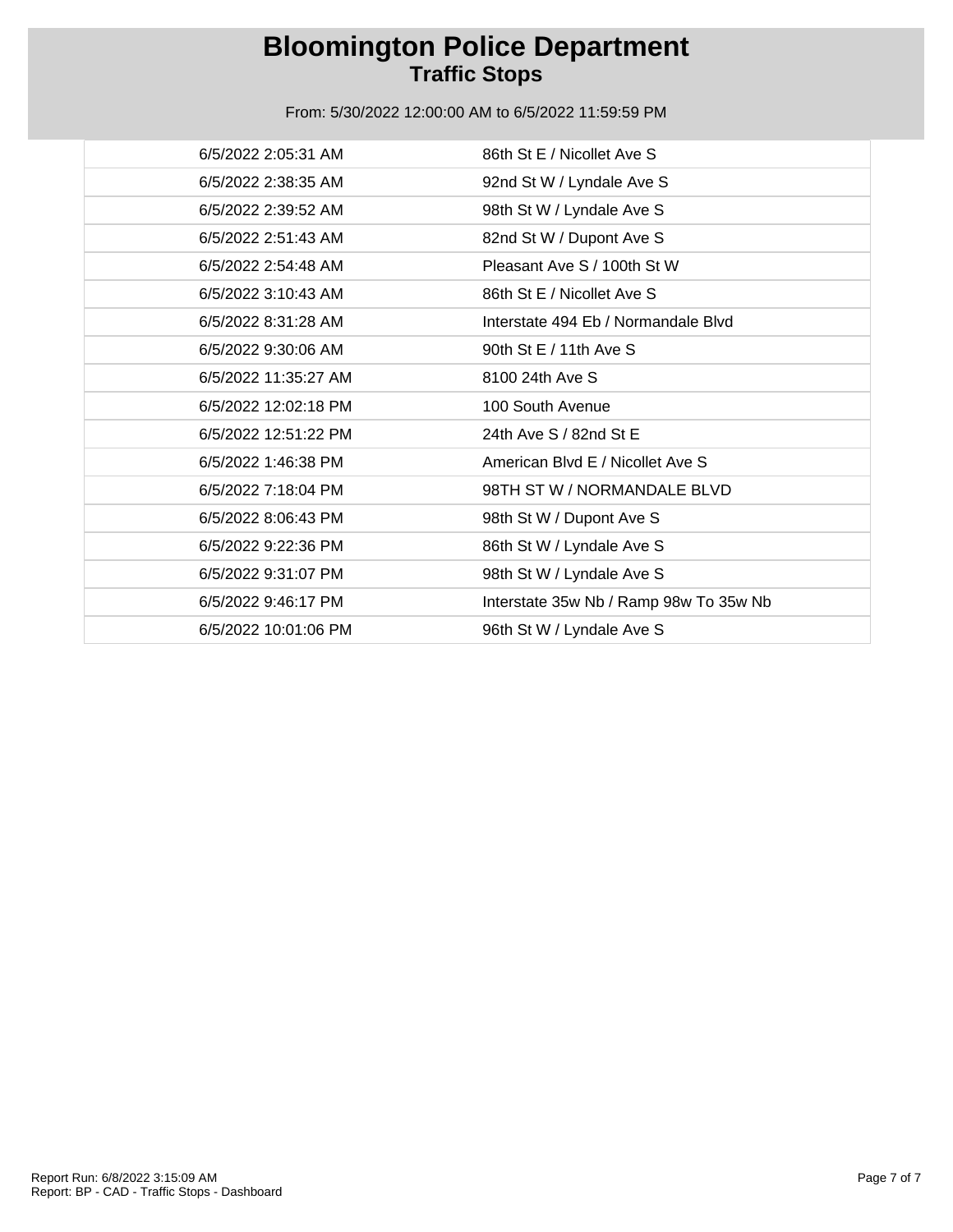# Bloomington Police Department

## Traffic Stops

From: 5/30/2022 12:00:00 AM to 6/5/2022 11:59:59 PM

| | |
|---|---|
| 6/5/2022 2:05:31 AM | 86th St E / Nicollet Ave S |
| 6/5/2022 2:38:35 AM | 92nd St W / Lyndale Ave S |
| 6/5/2022 2:39:52 AM | 98th St W / Lyndale Ave S |
| 6/5/2022 2:51:43 AM | 82nd St W / Dupont Ave S |
| 6/5/2022 2:54:48 AM | Pleasant Ave S / 100th St W |
| 6/5/2022 3:10:43 AM | 86th St E / Nicollet Ave S |
| 6/5/2022 8:31:28 AM | Interstate 494 Eb / Normandale Blvd |
| 6/5/2022 9:30:06 AM | 90th St E / 11th Ave S |
| 6/5/2022 11:35:27 AM | 8100 24th Ave S |
| 6/5/2022 12:02:18 PM | 100 South Avenue |
| 6/5/2022 12:51:22 PM | 24th Ave S / 82nd St E |
| 6/5/2022 1:46:38 PM | American Blvd E / Nicollet Ave S |
| 6/5/2022 7:18:04 PM | 98TH ST W / NORMANDALE BLVD |
| 6/5/2022 8:06:43 PM | 98th St W / Dupont Ave S |
| 6/5/2022 9:22:36 PM | 86th St W / Lyndale Ave S |
| 6/5/2022 9:31:07 PM | 98th St W / Lyndale Ave S |
| 6/5/2022 9:46:17 PM | Interstate 35w Nb / Ramp 98w To 35w Nb |
| 6/5/2022 10:01:06 PM | 96th St W / Lyndale Ave S |

Report Run: 6/8/2022 3:15:09 AM
Report: BP - CAD - Traffic Stops - Dashboard